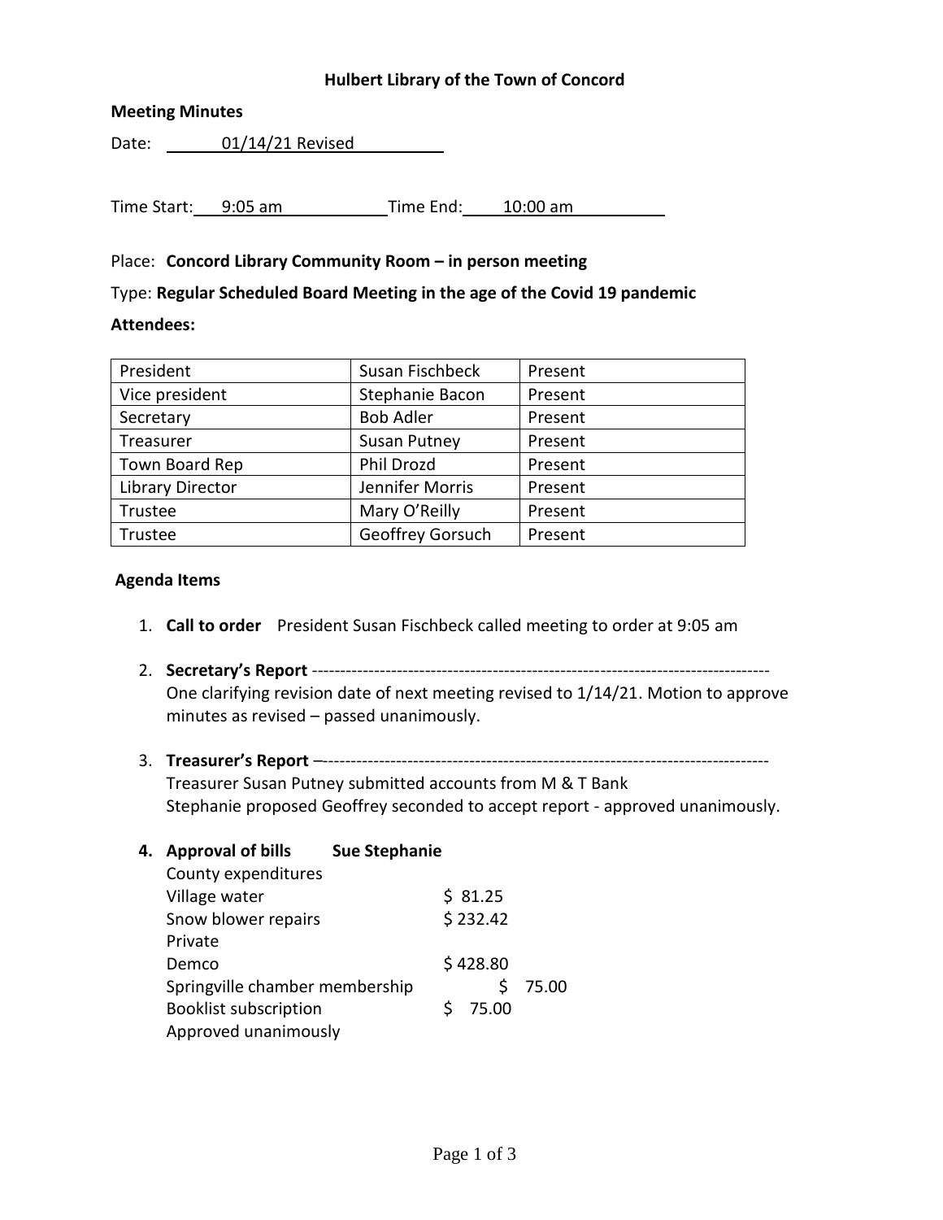# Hulbert Library of the Town of Concord

**Meeting Minutes**

Date: 01/14/21 Revised

Time Start: 9:05 am Time End: 10:00 am

Place: **Concord Library Community Room – in person meeting**

Type: **Regular Scheduled Board Meeting in the age of the Covid 19 pandemic**

**Attendees:**

| President | Susan Fischbeck | Present |
|---|---|---|
| Vice president | Stephanie Bacon | Present |
| Secretary | Bob Adler | Present |
| Treasurer | Susan Putney | Present |
| Town Board Rep | Phil Drozd | Present |
| Library Director | Jennifer Morris | Present |
| Trustee | Mary O'Reilly | Present |
| Trustee | Geoffrey Gorsuch | Present |

**Agenda Items**

1. **Call to order** President Susan Fischbeck called meeting to order at 9:05 am

2. **Secretary's Report** ---------------------------------------------------------------------------------
   One clarifying revision date of next meeting revised to 1/14/21. Motion to approve minutes as revised – passed unanimously.

3. **Treasurer's Report** –------------------------------------------------------------------------------
   Treasurer Susan Putney submitted accounts from M & T Bank
   Stephanie proposed Geoffrey seconded to accept report - approved unanimously.

4. **Approval of bills Sue Stephanie**
   County expenditures
   Village water $ 81.25
   Snow blower repairs $ 232.42
   Private
   Demco $ 428.80
   Springville chamber membership $ 75.00
   Booklist subscription $ 75.00
   Approved unanimously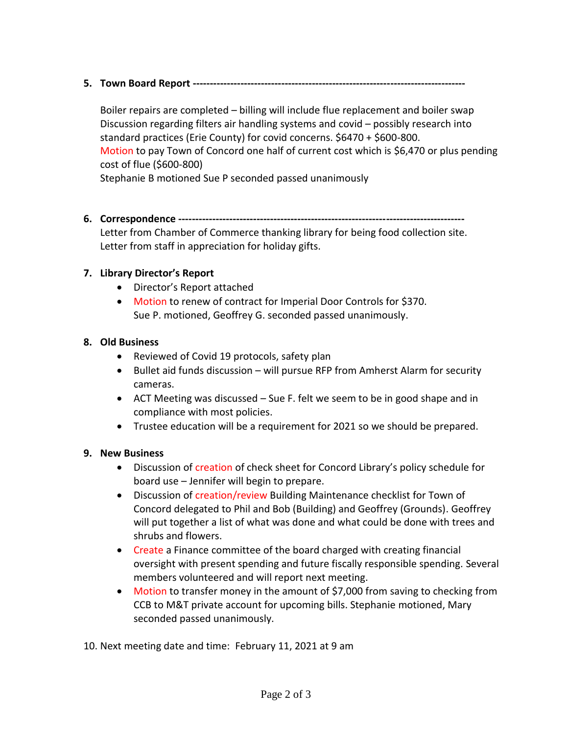5. **Town Board Report** --------------------------------------------------------------------------------

   Boiler repairs are completed – billing will include flue replacement and boiler swap
   Discussion regarding filters air handling systems and covid – possibly research into standard practices (Erie County) for covid concerns. $6470 + $600-800.
   Motion to pay Town of Concord one half of current cost which is $6,470 or plus pending cost of flue ($600-800)
   Stephanie B motioned Sue P seconded passed unanimously

6. **Correspondence** -----------------------------------------------------------------------------------
   Letter from Chamber of Commerce thanking library for being food collection site.
   Letter from staff in appreciation for holiday gifts.

7. **Library Director's Report**
   - Director's Report attached
   - Motion to renew of contract for Imperial Door Controls for $370.
     Sue P. motioned, Geoffrey G. seconded passed unanimously.

8. **Old Business**
   - Reviewed of Covid 19 protocols, safety plan
   - Bullet aid funds discussion – will pursue RFP from Amherst Alarm for security cameras.
   - ACT Meeting was discussed – Sue F. felt we seem to be in good shape and in compliance with most policies.
   - Trustee education will be a requirement for 2021 so we should be prepared.

9. **New Business**
   - Discussion of creation of check sheet for Concord Library's policy schedule for board use – Jennifer will begin to prepare.
   - Discussion of creation/review Building Maintenance checklist for Town of Concord delegated to Phil and Bob (Building) and Geoffrey (Grounds). Geoffrey will put together a list of what was done and what could be done with trees and shrubs and flowers.
   - Create a Finance committee of the board charged with creating financial oversight with present spending and future fiscally responsible spending. Several members volunteered and will report next meeting.
   - Motion to transfer money in the amount of $7,000 from saving to checking from CCB to M&T private account for upcoming bills. Stephanie motioned, Mary seconded passed unanimously.

10. Next meeting date and time: February 11, 2021 at 9 am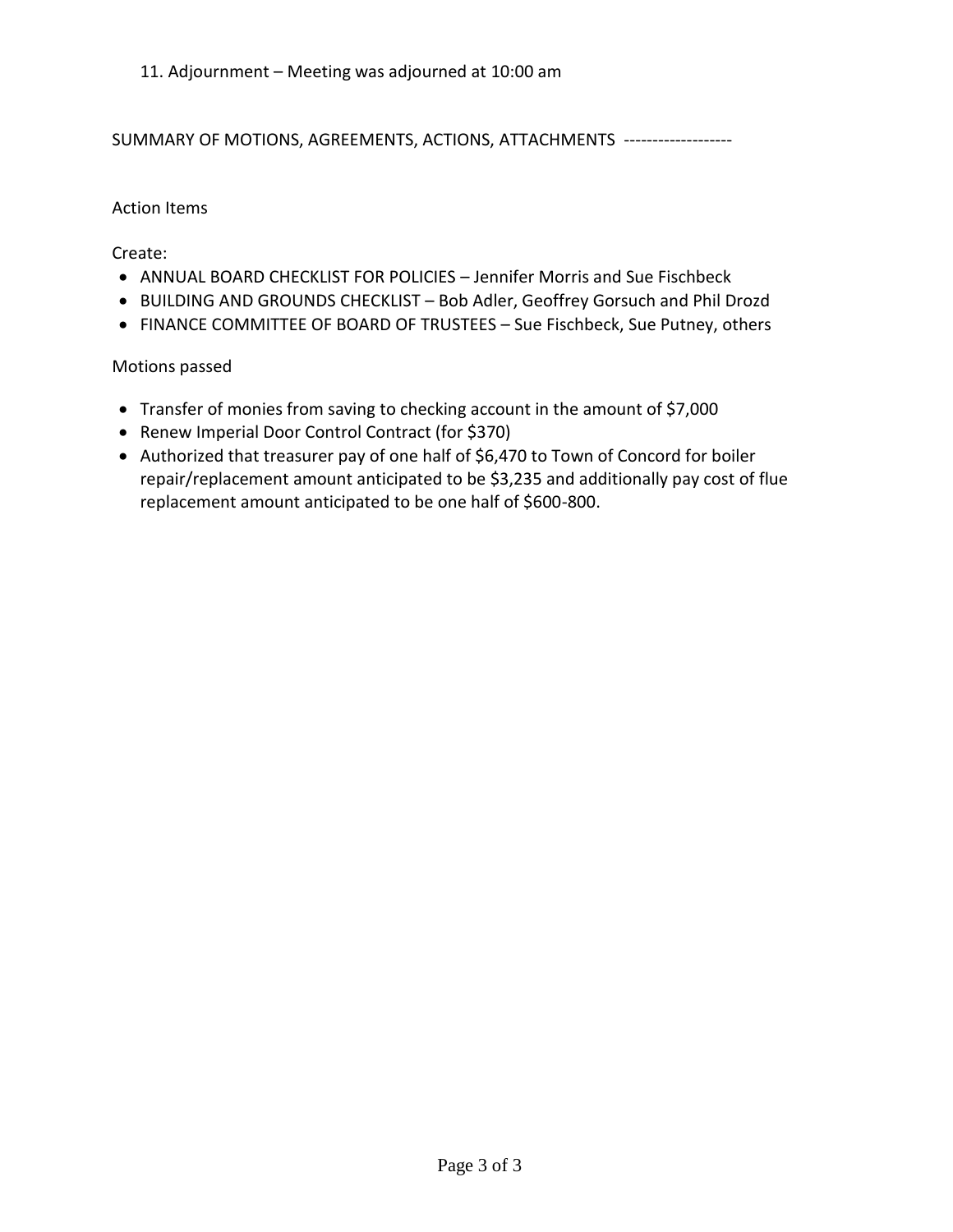11. Adjournment – Meeting was adjourned at 10:00 am

SUMMARY OF MOTIONS, AGREEMENTS, ACTIONS, ATTACHMENTS -------------------

Action Items

Create:

- ANNUAL BOARD CHECKLIST FOR POLICIES – Jennifer Morris and Sue Fischbeck
- BUILDING AND GROUNDS CHECKLIST – Bob Adler, Geoffrey Gorsuch and Phil Drozd
- FINANCE COMMITTEE OF BOARD OF TRUSTEES – Sue Fischbeck, Sue Putney, others

Motions passed

- Transfer of monies from saving to checking account in the amount of $7,000
- Renew Imperial Door Control Contract (for $370)
- Authorized that treasurer pay of one half of $6,470 to Town of Concord for boiler repair/replacement amount anticipated to be $3,235 and additionally pay cost of flue replacement amount anticipated to be one half of $600-800.